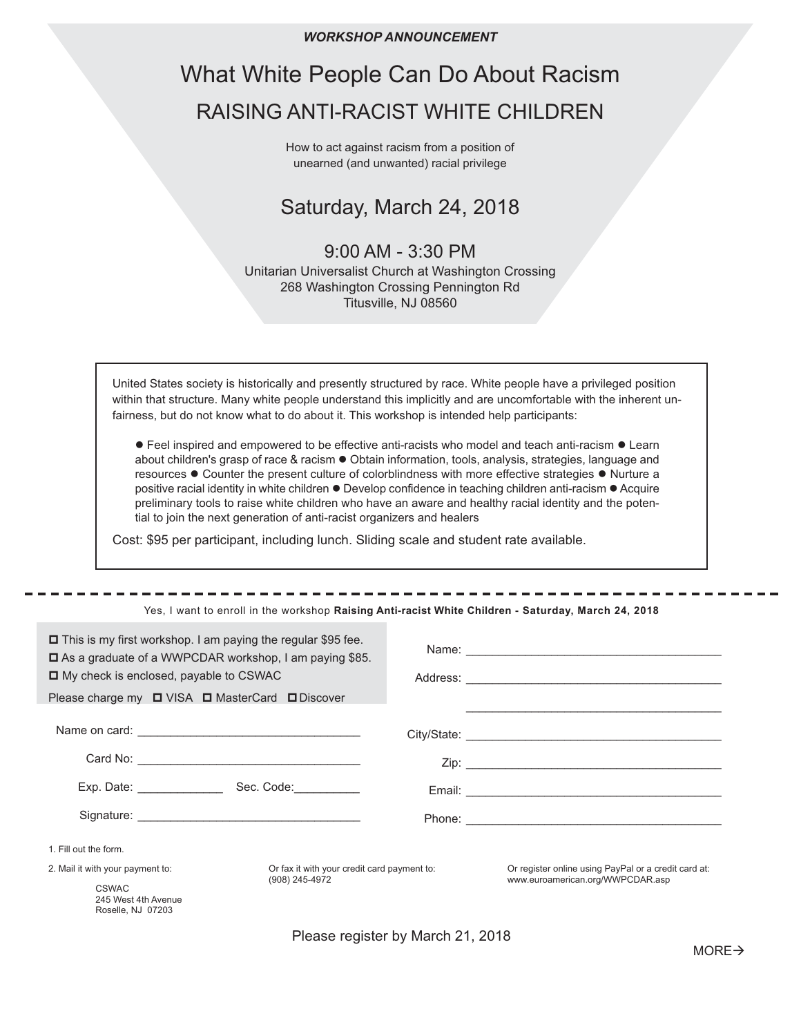***WORKSHOP ANNOUNCEMENT***

# What White People Can Do About Racism

## RAISING ANTI-RACIST WHITE CHILDREN

How to act against racism from a position of unearned (and unwanted) racial privilege

### Saturday, March 24, 2018

### 9:00 AM - 3:30 PM

Unitarian Universalist Church at Washington Crossing
268 Washington Crossing Pennington Rd
Titusville, NJ 08560

United States society is historically and presently structured by race. White people have a privileged position within that structure. Many white people understand this implicitly and are uncomfortable with the inherent unfairness, but do not know what to do about it. This workshop is intended help participants:

- Feel inspired and empowered to be effective anti-racists who model and teach anti-racism
- Learn about children's grasp of race & racism
- Obtain information, tools, analysis, strategies, language and resources
- Counter the present culture of colorblindness with more effective strategies
- Nurture a positive racial identity in white children
- Develop confidence in teaching children anti-racism
- Acquire preliminary tools to raise white children who have an aware and healthy racial identity and the potential to join the next generation of anti-racist organizers and healers

Cost: $95 per participant, including lunch. Sliding scale and student rate available.

---

Yes, I want to enroll in the workshop **Raising Anti-racist White Children - Saturday, March 24, 2018**

- ☐ This is my first workshop. I am paying the regular $95 fee.
- ☐ As a graduate of a WWPCDAR workshop, I am paying $85.
- ☐ My check is enclosed, payable to CSWAC

Please charge my ☐ VISA ☐ MasterCard ☐ Discover

Name on card: ______________________________

Card No: ______________________________

Exp. Date: ____________ Sec. Code: __________

Signature: ______________________________

Name: ______________________________

Address: ______________________________

______________________________

City/State: ______________________________

Zip: ______________________________

Email: ______________________________

Phone: ______________________________

1. Fill out the form.
2. Mail it with your payment to:

   CSWAC
   245 West 4th Avenue
   Roselle, NJ 07203

Or fax it with your credit card payment to:
(908) 245-4972

Or register online using PayPal or a credit card at:
www.euroamerican.org/WWPCDAR.asp

Please register by March 21, 2018

MORE→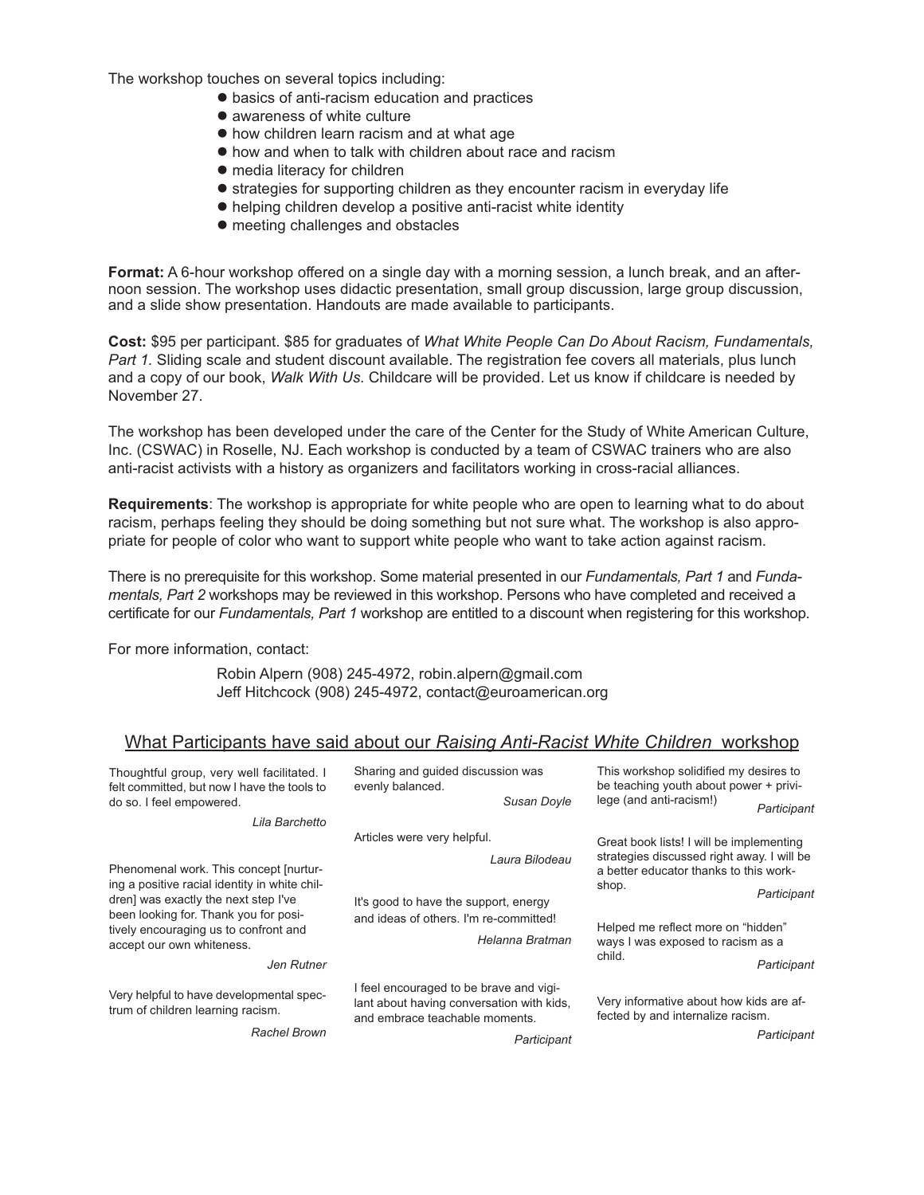The workshop touches on several topics including:

- basics of anti-racism education and practices
- awareness of white culture
- how children learn racism and at what age
- how and when to talk with children about race and racism
- media literacy for children
- strategies for supporting children as they encounter racism in everyday life
- helping children develop a positive anti-racist white identity
- meeting challenges and obstacles

**Format:** A 6-hour workshop offered on a single day with a morning session, a lunch break, and an afternoon session. The workshop uses didactic presentation, small group discussion, large group discussion, and a slide show presentation. Handouts are made available to participants.

**Cost:** $95 per participant. $85 for graduates of *What White People Can Do About Racism, Fundamentals, Part 1.* Sliding scale and student discount available. The registration fee covers all materials, plus lunch and a copy of our book, *Walk With Us*. Childcare will be provided. Let us know if childcare is needed by November 27.

The workshop has been developed under the care of the Center for the Study of White American Culture, Inc. (CSWAC) in Roselle, NJ. Each workshop is conducted by a team of CSWAC trainers who are also anti-racist activists with a history as organizers and facilitators working in cross-racial alliances.

**Requirements**: The workshop is appropriate for white people who are open to learning what to do about racism, perhaps feeling they should be doing something but not sure what. The workshop is also appropriate for people of color who want to support white people who want to take action against racism.

There is no prerequisite for this workshop. Some material presented in our *Fundamentals, Part 1* and *Fundamentals, Part 2* workshops may be reviewed in this workshop. Persons who have completed and received a certificate for our *Fundamentals, Part 1* workshop are entitled to a discount when registering for this workshop.

For more information, contact:

Robin Alpern (908) 245-4972, robin.alpern@gmail.com
Jeff Hitchcock (908) 245-4972, contact@euroamerican.org

## What Participants have said about our *Raising Anti-Racist White Children* workshop

Thoughtful group, very well facilitated. I felt committed, but now I have the tools to do so. I feel empowered.

*Lila Barchetto*

Phenomenal work. This concept [nurturing a positive racial identity in white children] was exactly the next step I've been looking for. Thank you for positively encouraging us to confront and accept our own whiteness.

*Jen Rutner*

Very helpful to have developmental spectrum of children learning racism.

*Rachel Brown*

Sharing and guided discussion was evenly balanced.

*Susan Doyle*

Articles were very helpful.

*Laura Bilodeau*

It's good to have the support, energy and ideas of others. I'm re-committed!

*Helanna Bratman*

I feel encouraged to be brave and vigilant about having conversation with kids, and embrace teachable moments.

*Participant*

This workshop solidified my desires to be teaching youth about power + privilege (and anti-racism!)

*Participant*

Great book lists! I will be implementing strategies discussed right away. I will be a better educator thanks to this workshop.

*Participant*

Helped me reflect more on "hidden" ways I was exposed to racism as a child.

*Participant*

Very informative about how kids are affected by and internalize racism.

*Participant*